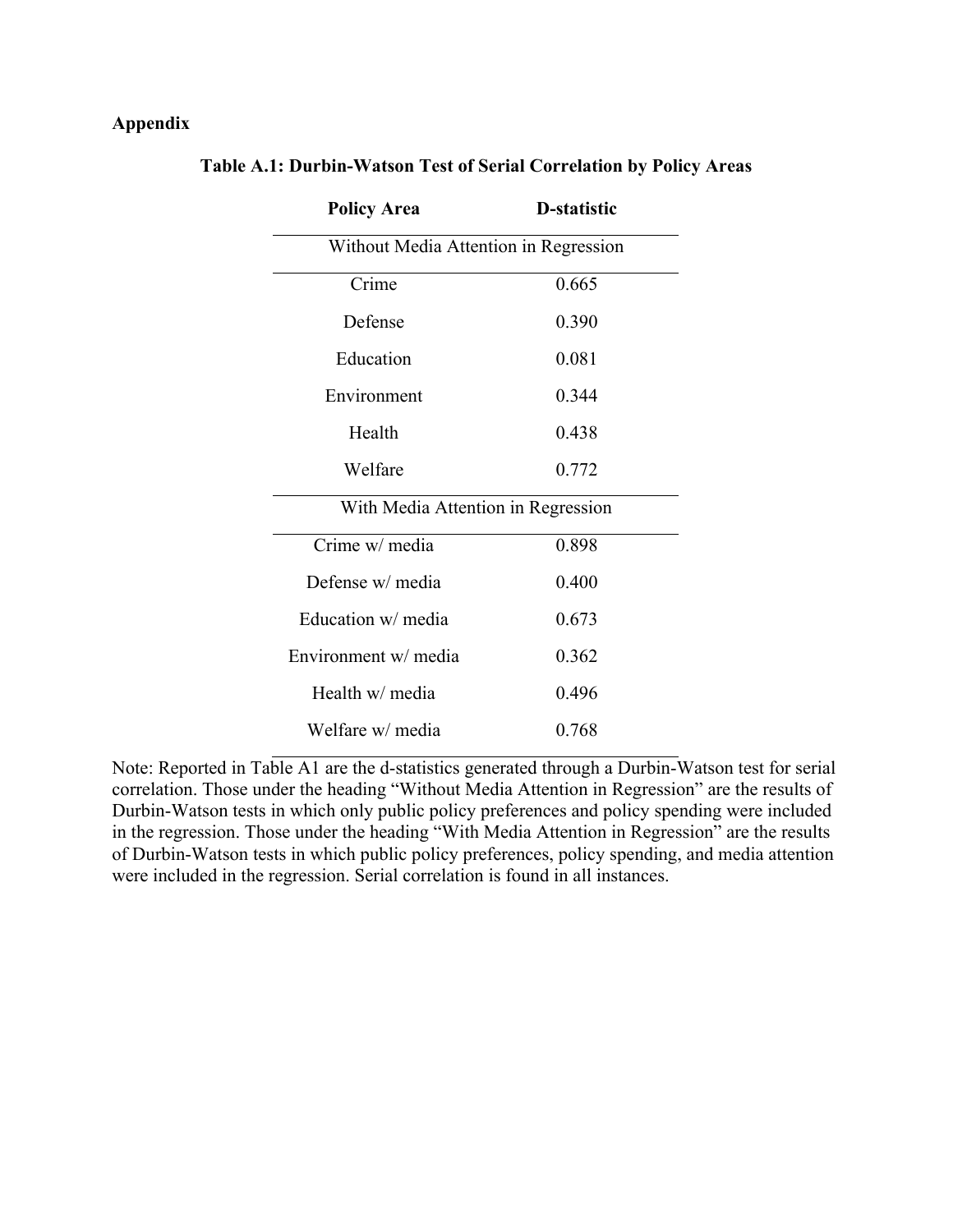# Appendix

**Table A.1: Durbin-Watson Test of Serial Correlation by Policy Areas**

| Policy Area | D-statistic |
|---|---|
| Without Media Attention in Regression | |
| Crime | 0.665 |
| Defense | 0.390 |
| Education | 0.081 |
| Environment | 0.344 |
| Health | 0.438 |
| Welfare | 0.772 |
| With Media Attention in Regression | |
| Crime w/ media | 0.898 |
| Defense w/ media | 0.400 |
| Education w/ media | 0.673 |
| Environment w/ media | 0.362 |
| Health w/ media | 0.496 |
| Welfare w/ media | 0.768 |

Note: Reported in Table A1 are the d-statistics generated through a Durbin-Watson test for serial correlation. Those under the heading "Without Media Attention in Regression" are the results of Durbin-Watson tests in which only public policy preferences and policy spending were included in the regression. Those under the heading "With Media Attention in Regression" are the results of Durbin-Watson tests in which public policy preferences, policy spending, and media attention were included in the regression. Serial correlation is found in all instances.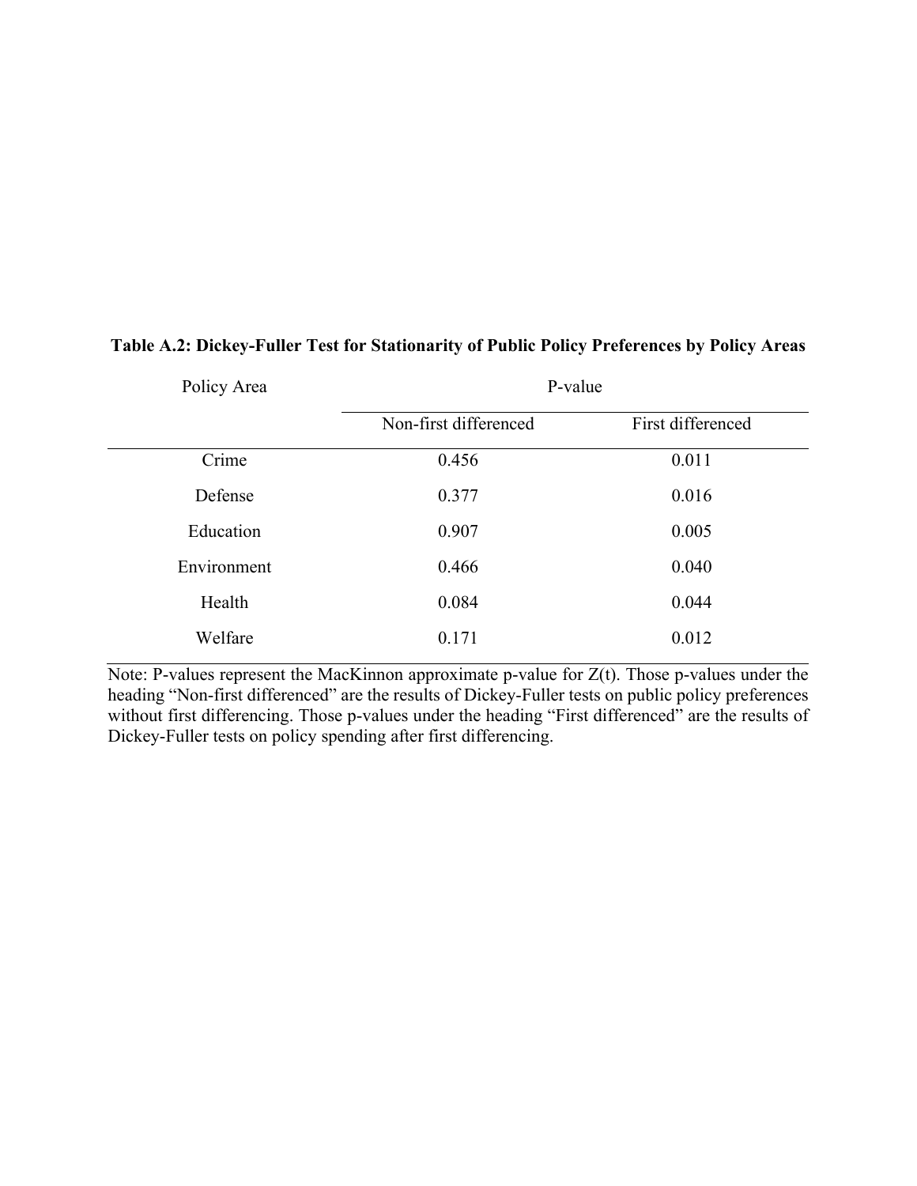**Table A.2: Dickey-Fuller Test for Stationarity of Public Policy Preferences by Policy Areas**

| Policy Area | P-value | |
|---|---|---|
| | Non-first differenced | First differenced |
| Crime | 0.456 | 0.011 |
| Defense | 0.377 | 0.016 |
| Education | 0.907 | 0.005 |
| Environment | 0.466 | 0.040 |
| Health | 0.084 | 0.044 |
| Welfare | 0.171 | 0.012 |

Note: P-values represent the MacKinnon approximate p-value for Z(t). Those p-values under the heading "Non-first differenced" are the results of Dickey-Fuller tests on public policy preferences without first differencing. Those p-values under the heading "First differenced" are the results of Dickey-Fuller tests on policy spending after first differencing.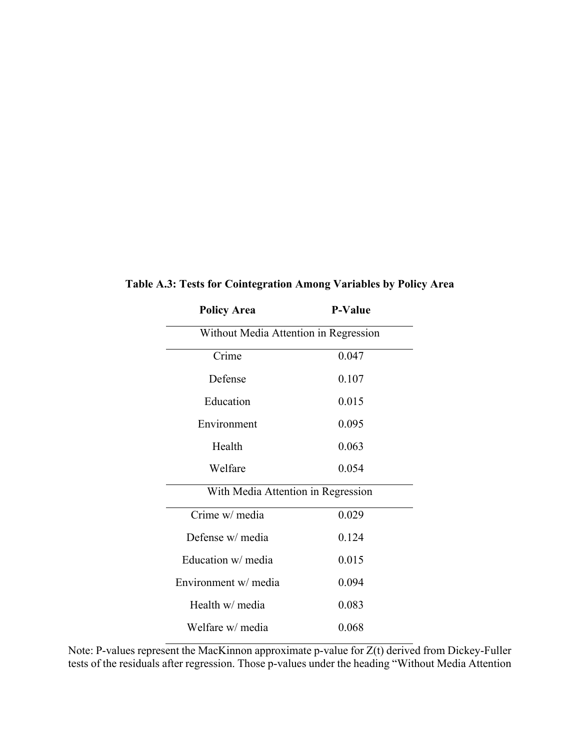**Table A.3: Tests for Cointegration Among Variables by Policy Area**

| Policy Area | P-Value |
| --- | --- |
| Without Media Attention in Regression | |
| Crime | 0.047 |
| Defense | 0.107 |
| Education | 0.015 |
| Environment | 0.095 |
| Health | 0.063 |
| Welfare | 0.054 |
| With Media Attention in Regression | |
| Crime w/ media | 0.029 |
| Defense w/ media | 0.124 |
| Education w/ media | 0.015 |
| Environment w/ media | 0.094 |
| Health w/ media | 0.083 |
| Welfare w/ media | 0.068 |

Note: P-values represent the MacKinnon approximate p-value for Z(t) derived from Dickey-Fuller tests of the residuals after regression. Those p-values under the heading "Without Media Attention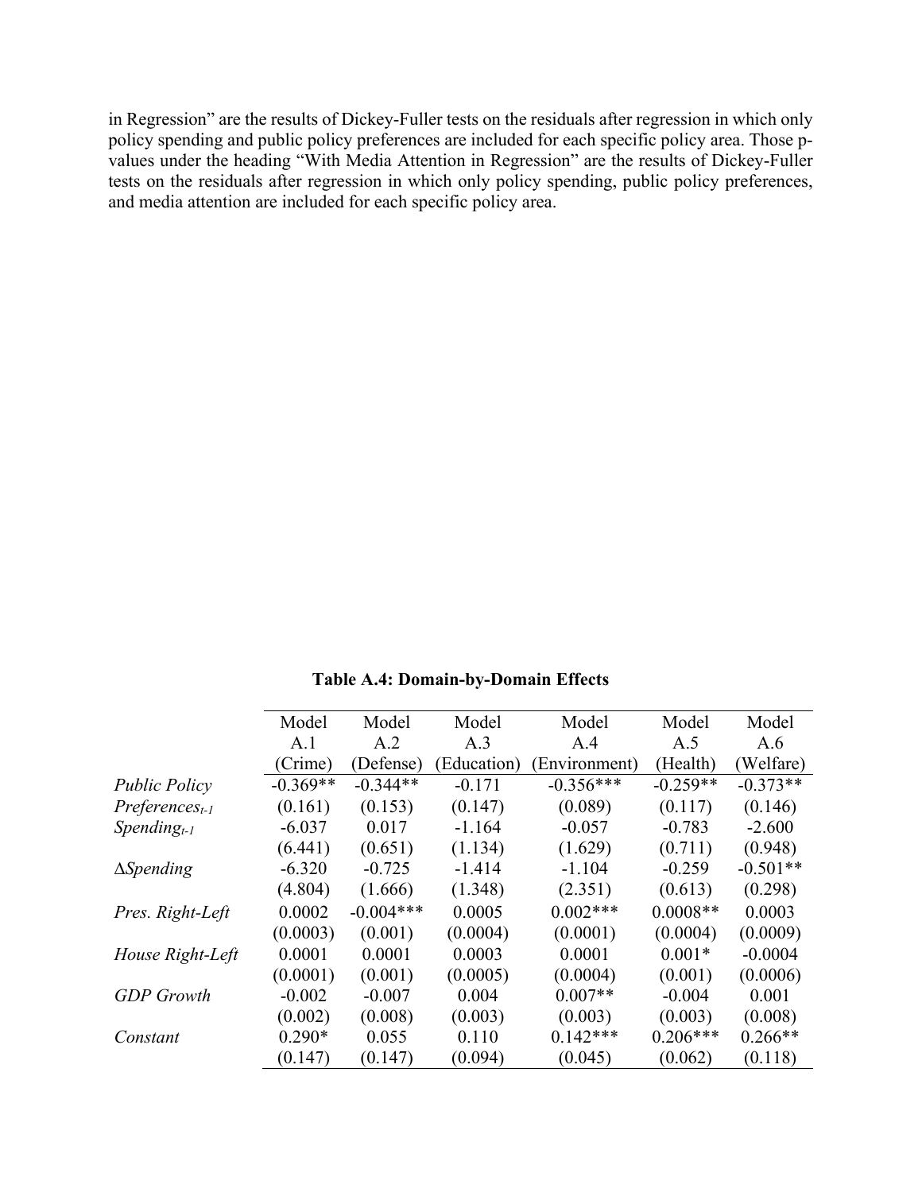in Regression" are the results of Dickey-Fuller tests on the residuals after regression in which only policy spending and public policy preferences are included for each specific policy area. Those p-values under the heading "With Media Attention in Regression" are the results of Dickey-Fuller tests on the residuals after regression in which only policy spending, public policy preferences, and media attention are included for each specific policy area.

**Table A.4: Domain-by-Domain Effects**

| | Model A.1 (Crime) | Model A.2 (Defense) | Model A.3 (Education) | Model A.4 (Environment) | Model A.5 (Health) | Model A.6 (Welfare) |
|---|---|---|---|---|---|---|
| *Public Policy Preferences$_{t-1}$* | -0.369** | -0.344** | -0.171 | -0.356*** | -0.259** | -0.373** |
| | (0.161) | (0.153) | (0.147) | (0.089) | (0.117) | (0.146) |
| *Spending$_{t-1}$* | -6.037 | 0.017 | -1.164 | -0.057 | -0.783 | -2.600 |
| | (6.441) | (0.651) | (1.134) | (1.629) | (0.711) | (0.948) |
| *$\Delta$Spending* | -6.320 | -0.725 | -1.414 | -1.104 | -0.259 | -0.501** |
| | (4.804) | (1.666) | (1.348) | (2.351) | (0.613) | (0.298) |
| *Pres. Right-Left* | 0.0002 | -0.004*** | 0.0005 | 0.002*** | 0.0008** | 0.0003 |
| | (0.0003) | (0.001) | (0.0004) | (0.0001) | (0.0004) | (0.0009) |
| *House Right-Left* | 0.0001 | 0.0001 | 0.0003 | 0.0001 | 0.001* | -0.0004 |
| | (0.0001) | (0.001) | (0.0005) | (0.0004) | (0.001) | (0.0006) |
| *GDP Growth* | -0.002 | -0.007 | 0.004 | 0.007** | -0.004 | 0.001 |
| | (0.002) | (0.008) | (0.003) | (0.003) | (0.003) | (0.008) |
| *Constant* | 0.290* | 0.055 | 0.110 | 0.142*** | 0.206*** | 0.266** |
| | (0.147) | (0.147) | (0.094) | (0.045) | (0.062) | (0.118) |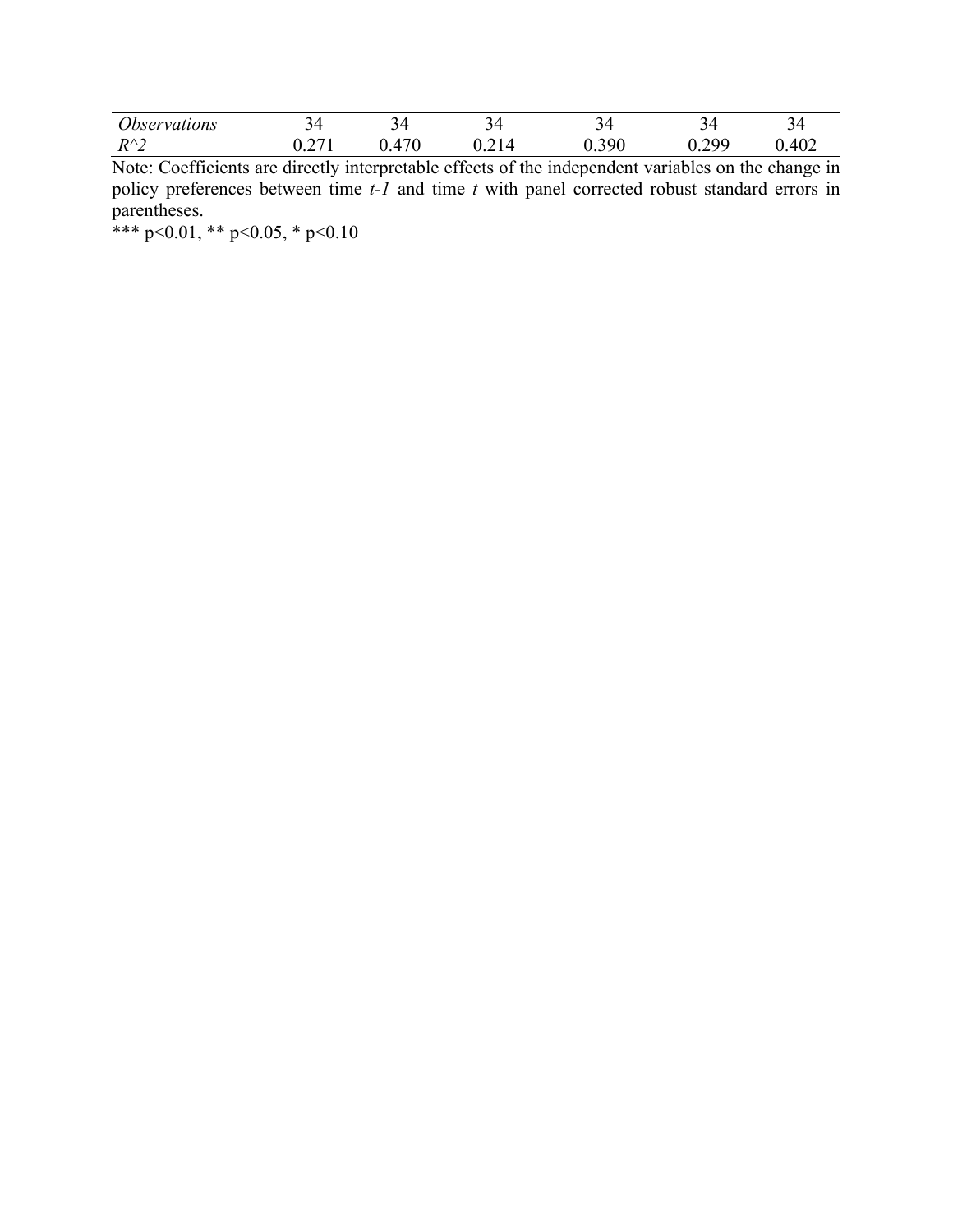| | | | | | | |
|---|---|---|---|---|---|---|
| *Observations* | 34 | 34 | 34 | 34 | 34 | 34 |
| *R^2* | 0.271 | 0.470 | 0.214 | 0.390 | 0.299 | 0.402 |

Note: Coefficients are directly interpretable effects of the independent variables on the change in policy preferences between time *t-1* and time *t* with panel corrected robust standard errors in parentheses.

*** $p \leq 0.01$, ** $p \leq 0.05$, * $p \leq 0.10$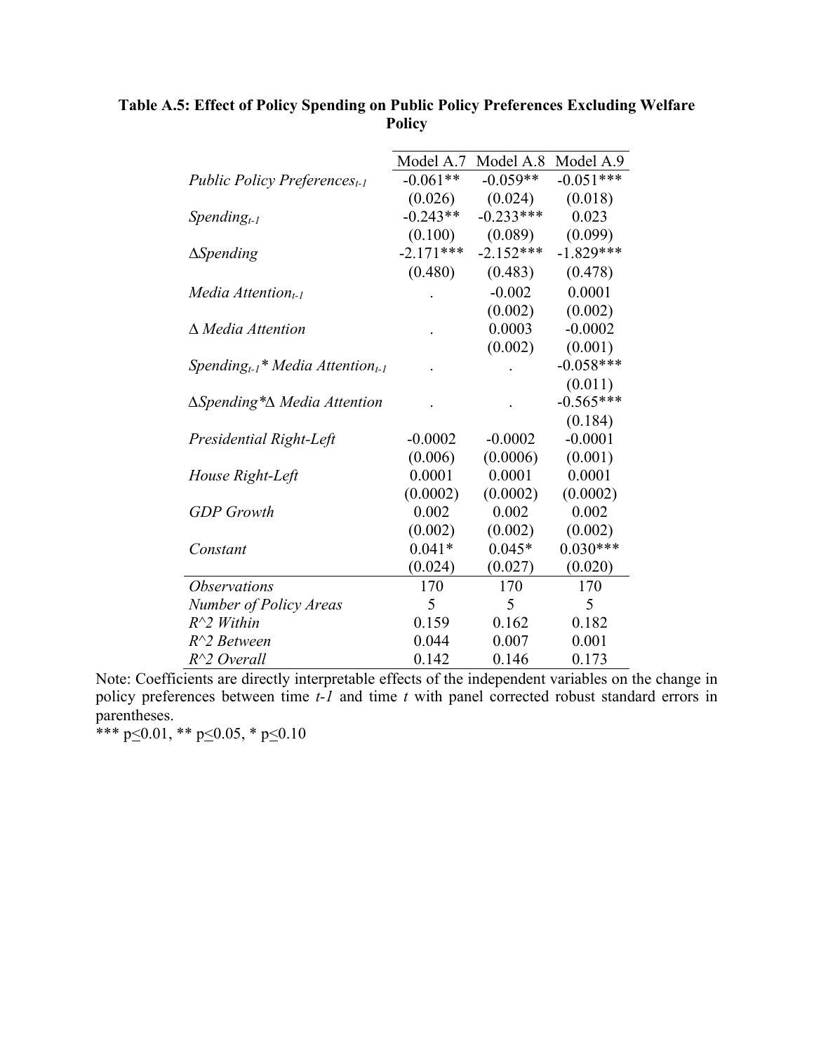**Table A.5: Effect of Policy Spending on Public Policy Preferences Excluding Welfare Policy**

| | Model A.7 | Model A.8 | Model A.9 |
|---|---|---|---|
| *Public Policy Preferences$_{t-1}$* | -0.061** | -0.059** | -0.051*** |
| | (0.026) | (0.024) | (0.018) |
| *Spending$_{t-1}$* | -0.243** | -0.233*** | 0.023 |
| | (0.100) | (0.089) | (0.099) |
| *ΔSpending* | -2.171*** | -2.152*** | -1.829*** |
| | (0.480) | (0.483) | (0.478) |
| *Media Attention$_{t-1}$* | . | -0.002 | 0.0001 |
| | | (0.002) | (0.002) |
| *Δ Media Attention* | . | 0.0003 | -0.0002 |
| | | (0.002) | (0.001) |
| *Spending$_{t-1}$* Media Attention$_{t-1}$* | . | . | -0.058*** |
| | | | (0.011) |
| *ΔSpending*Δ Media Attention* | . | . | -0.565*** |
| | | | (0.184) |
| *Presidential Right-Left* | -0.0002 | -0.0002 | -0.0001 |
| | (0.006) | (0.0006) | (0.001) |
| *House Right-Left* | 0.0001 | 0.0001 | 0.0001 |
| | (0.0002) | (0.0002) | (0.0002) |
| *GDP Growth* | 0.002 | 0.002 | 0.002 |
| | (0.002) | (0.002) | (0.002) |
| *Constant* | 0.041* | 0.045* | 0.030*** |
| | (0.024) | (0.027) | (0.020) |
| *Observations* | 170 | 170 | 170 |
| *Number of Policy Areas* | 5 | 5 | 5 |
| *R^2 Within* | 0.159 | 0.162 | 0.182 |
| *R^2 Between* | 0.044 | 0.007 | 0.001 |
| *R^2 Overall* | 0.142 | 0.146 | 0.173 |

Note: Coefficients are directly interpretable effects of the independent variables on the change in policy preferences between time *t-1* and time *t* with panel corrected robust standard errors in parentheses.

*** $p \leq 0.01$, ** $p \leq 0.05$, * $p \leq 0.10$